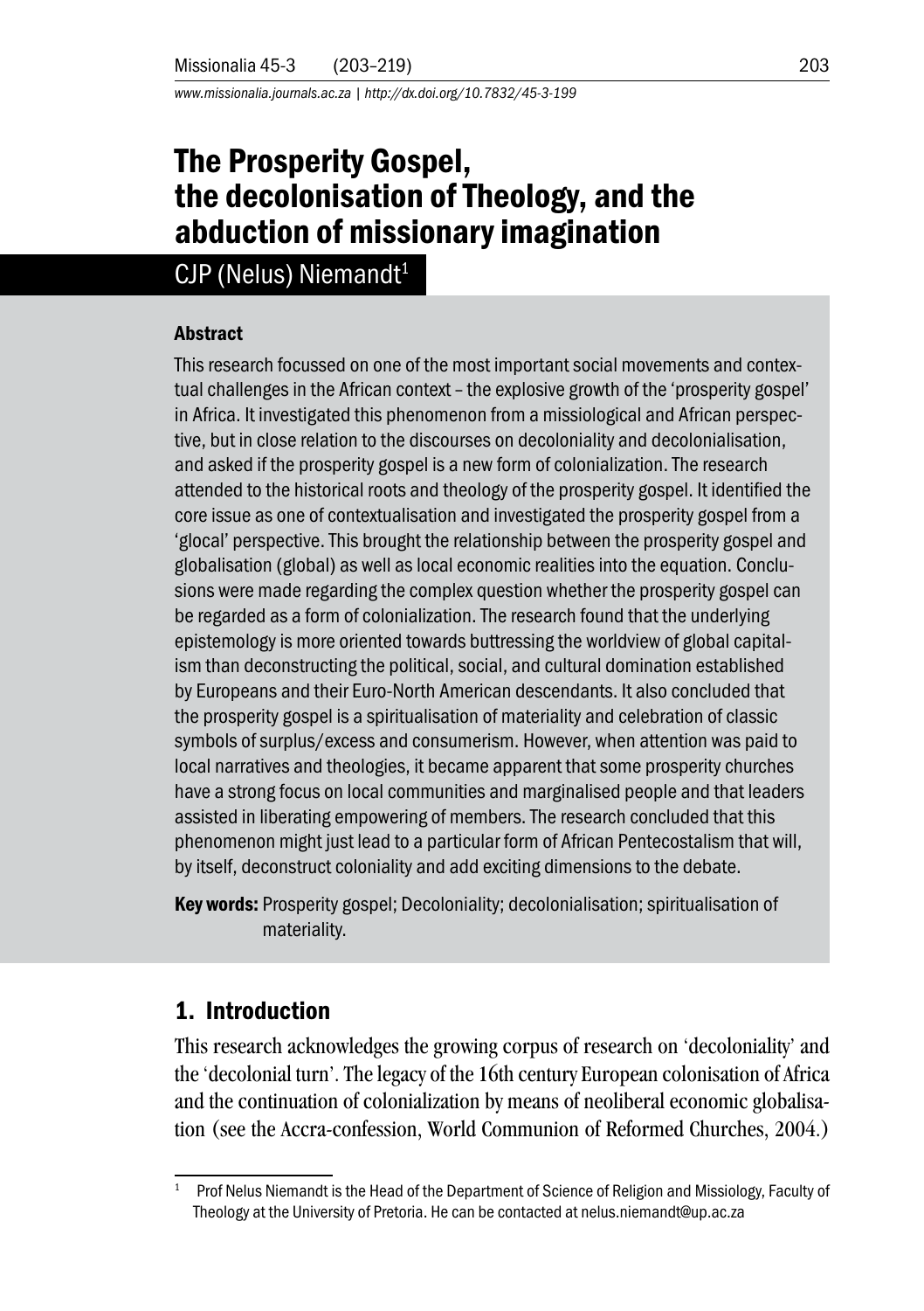# The Prosperity Gospel, the decolonisation of Theology, and the abduction of missionary imagination

CJP (Nelus) Niemandt[1]

### Abstract

This research focussed on one of the most important social movements and contextual challenges in the African context – the explosive growth of the 'prosperity gospel' in Africa. It investigated this phenomenon from a missiological and African perspective, but in close relation to the discourses on decoloniality and decolonialisation, and asked if the prosperity gospel is a new form of colonialization. The research attended to the historical roots and theology of the prosperity gospel. It identified the core issue as one of contextualisation and investigated the prosperity gospel from a 'glocal' perspective. This brought the relationship between the prosperity gospel and globalisation (global) as well as local economic realities into the equation. Conclusions were made regarding the complex question whether the prosperity gospel can be regarded as a form of colonialization. The research found that the underlying epistemology is more oriented towards buttressing the worldview of global capitalism than deconstructing the political, social, and cultural domination established by Europeans and their Euro-North American descendants. It also concluded that the prosperity gospel is a spiritualisation of materiality and celebration of classic symbols of surplus/excess and consumerism. However, when attention was paid to local narratives and theologies, it became apparent that some prosperity churches have a strong focus on local communities and marginalised people and that leaders assisted in liberating empowering of members. The research concluded that this phenomenon might just lead to a particular form of African Pentecostalism that will, by itself, deconstruct coloniality and add exciting dimensions to the debate.

**Key words:** Prosperity gospel; Decoloniality; decolonialisation; spiritualisation of materiality.

## 1. Introduction

This research acknowledges the growing corpus of research on 'decoloniality' and the 'decolonial turn'. The legacy of the 16th century European colonisation of Africa and the continuation of colonialization by means of neoliberal economic globalisation (see the Accra-confession, World Communion of Reformed Churches, 2004.)

[1] Prof Nelus Niemandt is the Head of the Department of Science of Religion and Missiology, Faculty of Theology at the University of Pretoria. He can be contacted at nelus.niemandt@up.ac.za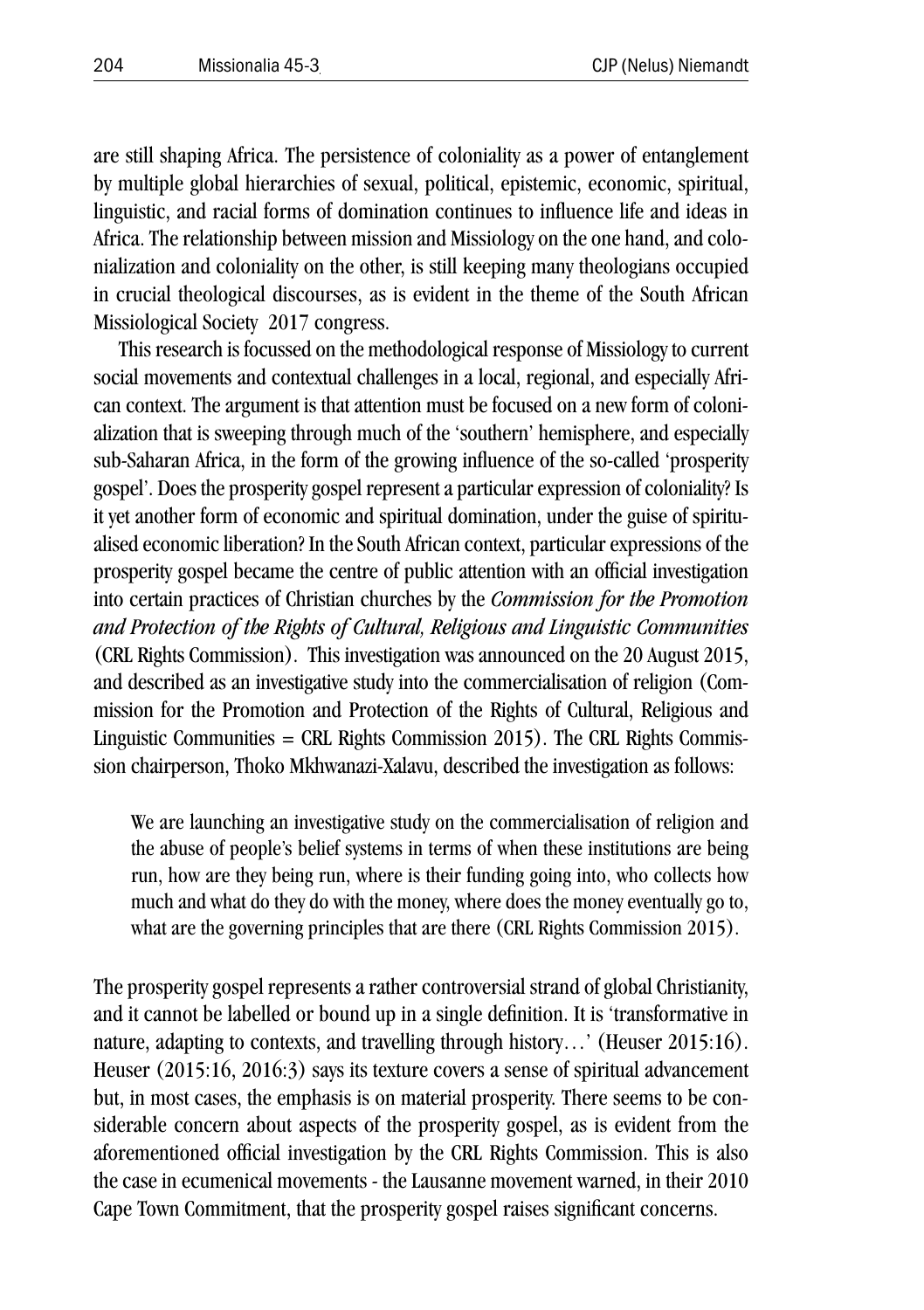are still shaping Africa. The persistence of coloniality as a power of entanglement by multiple global hierarchies of sexual, political, epistemic, economic, spiritual, linguistic, and racial forms of domination continues to influence life and ideas in Africa. The relationship between mission and Missiology on the one hand, and colonialization and coloniality on the other, is still keeping many theologians occupied in crucial theological discourses, as is evident in the theme of the South African Missiological Society 2017 congress.

This research is focussed on the methodological response of Missiology to current social movements and contextual challenges in a local, regional, and especially African context. The argument is that attention must be focused on a new form of colonialization that is sweeping through much of the 'southern' hemisphere, and especially sub-Saharan Africa, in the form of the growing influence of the so-called 'prosperity gospel'. Does the prosperity gospel represent a particular expression of coloniality? Is it yet another form of economic and spiritual domination, under the guise of spiritualised economic liberation? In the South African context, particular expressions of the prosperity gospel became the centre of public attention with an official investigation into certain practices of Christian churches by the *Commission for the Promotion and Protection of the Rights of Cultural, Religious and Linguistic Communities* (CRL Rights Commission). This investigation was announced on the 20 August 2015, and described as an investigative study into the commercialisation of religion (Commission for the Promotion and Protection of the Rights of Cultural, Religious and Linguistic Communities = CRL Rights Commission 2015). The CRL Rights Commission chairperson, Thoko Mkhwanazi-Xalavu, described the investigation as follows:

> We are launching an investigative study on the commercialisation of religion and the abuse of people's belief systems in terms of when these institutions are being run, how are they being run, where is their funding going into, who collects how much and what do they do with the money, where does the money eventually go to, what are the governing principles that are there (CRL Rights Commission 2015).

The prosperity gospel represents a rather controversial strand of global Christianity, and it cannot be labelled or bound up in a single definition. It is 'transformative in nature, adapting to contexts, and travelling through history…' (Heuser 2015:16). Heuser (2015:16, 2016:3) says its texture covers a sense of spiritual advancement but, in most cases, the emphasis is on material prosperity. There seems to be considerable concern about aspects of the prosperity gospel, as is evident from the aforementioned official investigation by the CRL Rights Commission. This is also the case in ecumenical movements - the Lausanne movement warned, in their 2010 Cape Town Commitment, that the prosperity gospel raises significant concerns.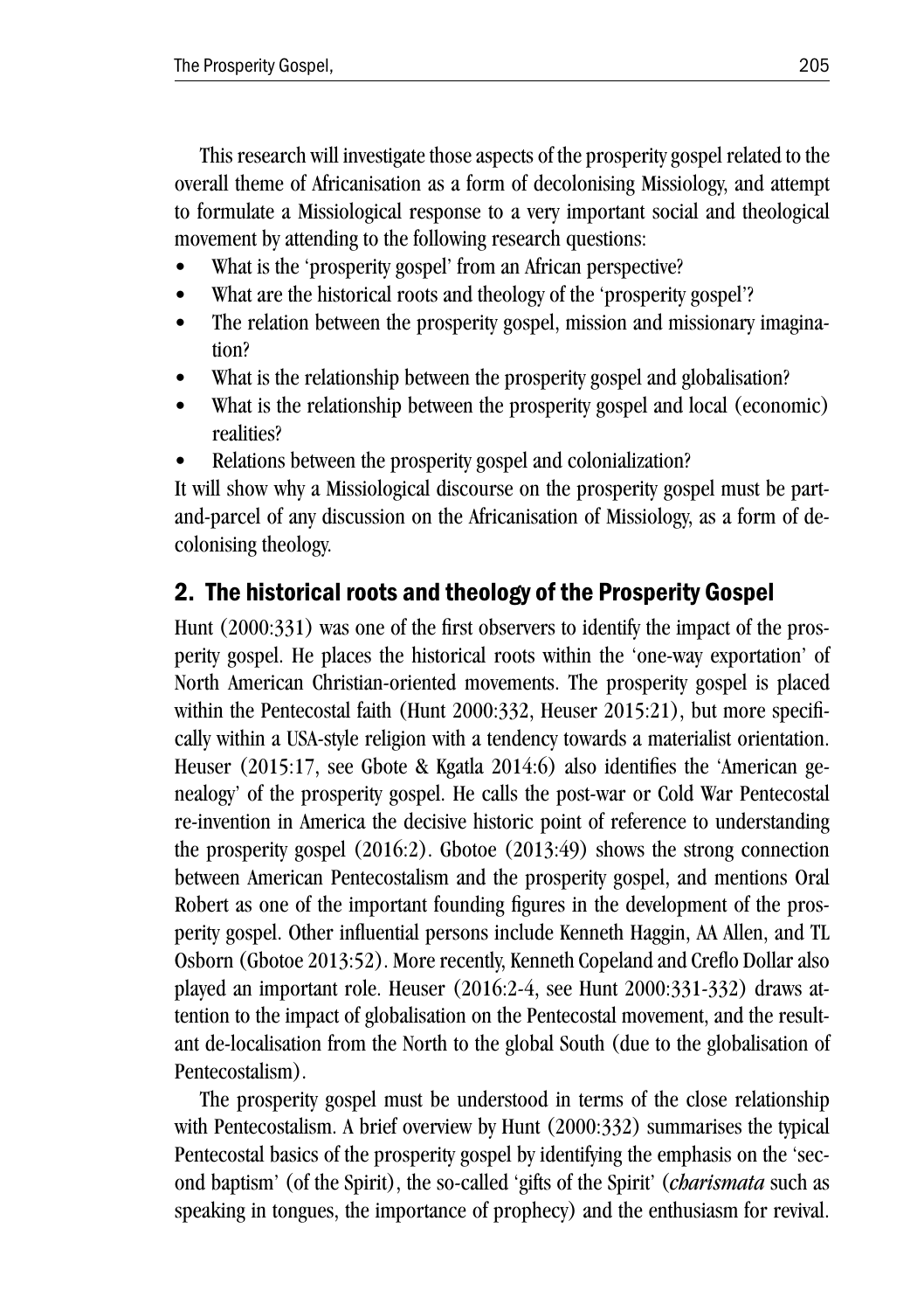This research will investigate those aspects of the prosperity gospel related to the overall theme of Africanisation as a form of decolonising Missiology, and attempt to formulate a Missiological response to a very important social and theological movement by attending to the following research questions:

- What is the 'prosperity gospel' from an African perspective?
- What are the historical roots and theology of the 'prosperity gospel'?
- The relation between the prosperity gospel, mission and missionary imagination?
- What is the relationship between the prosperity gospel and globalisation?
- What is the relationship between the prosperity gospel and local (economic) realities?
- Relations between the prosperity gospel and colonialization?

It will show why a Missiological discourse on the prosperity gospel must be part-and-parcel of any discussion on the Africanisation of Missiology, as a form of decolonising theology.

## 2. The historical roots and theology of the Prosperity Gospel

Hunt (2000:331) was one of the first observers to identify the impact of the prosperity gospel. He places the historical roots within the 'one-way exportation' of North American Christian-oriented movements. The prosperity gospel is placed within the Pentecostal faith (Hunt 2000:332, Heuser 2015:21), but more specifically within a USA-style religion with a tendency towards a materialist orientation. Heuser (2015:17, see Gbote & Kgatla 2014:6) also identifies the 'American genealogy' of the prosperity gospel. He calls the post-war or Cold War Pentecostal re-invention in America the decisive historic point of reference to understanding the prosperity gospel (2016:2). Gbotoe (2013:49) shows the strong connection between American Pentecostalism and the prosperity gospel, and mentions Oral Robert as one of the important founding figures in the development of the prosperity gospel. Other influential persons include Kenneth Haggin, AA Allen, and TL Osborn (Gbotoe 2013:52). More recently, Kenneth Copeland and Creflo Dollar also played an important role. Heuser (2016:2-4, see Hunt 2000:331-332) draws attention to the impact of globalisation on the Pentecostal movement, and the resultant de-localisation from the North to the global South (due to the globalisation of Pentecostalism).

The prosperity gospel must be understood in terms of the close relationship with Pentecostalism. A brief overview by Hunt (2000:332) summarises the typical Pentecostal basics of the prosperity gospel by identifying the emphasis on the 'second baptism' (of the Spirit), the so-called 'gifts of the Spirit' (*charismata* such as speaking in tongues, the importance of prophecy) and the enthusiasm for revival.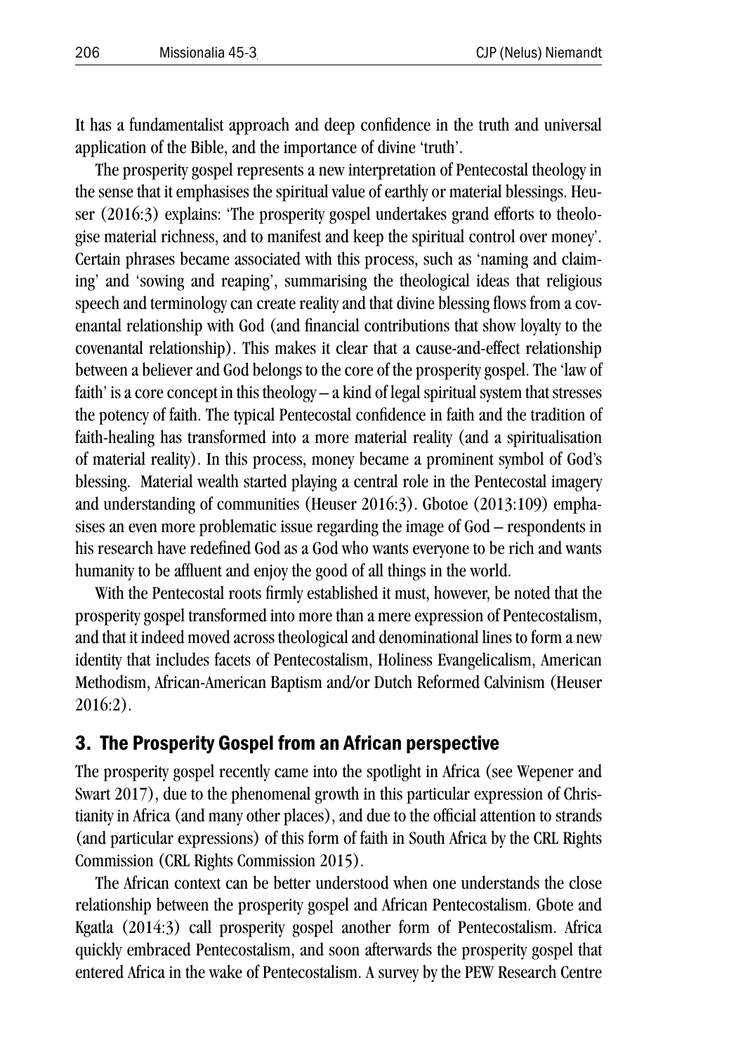It has a fundamentalist approach and deep confidence in the truth and universal application of the Bible, and the importance of divine 'truth'.

The prosperity gospel represents a new interpretation of Pentecostal theology in the sense that it emphasises the spiritual value of earthly or material blessings. Heuser (2016:3) explains: 'The prosperity gospel undertakes grand efforts to theologise material richness, and to manifest and keep the spiritual control over money'. Certain phrases became associated with this process, such as 'naming and claiming' and 'sowing and reaping', summarising the theological ideas that religious speech and terminology can create reality and that divine blessing flows from a covenantal relationship with God (and financial contributions that show loyalty to the covenantal relationship). This makes it clear that a cause-and-effect relationship between a believer and God belongs to the core of the prosperity gospel. The 'law of faith' is a core concept in this theology – a kind of legal spiritual system that stresses the potency of faith. The typical Pentecostal confidence in faith and the tradition of faith-healing has transformed into a more material reality (and a spiritualisation of material reality). In this process, money became a prominent symbol of God's blessing. Material wealth started playing a central role in the Pentecostal imagery and understanding of communities (Heuser 2016:3). Gbotoe (2013:109) emphasises an even more problematic issue regarding the image of God – respondents in his research have redefined God as a God who wants everyone to be rich and wants humanity to be affluent and enjoy the good of all things in the world.

With the Pentecostal roots firmly established it must, however, be noted that the prosperity gospel transformed into more than a mere expression of Pentecostalism, and that it indeed moved across theological and denominational lines to form a new identity that includes facets of Pentecostalism, Holiness Evangelicalism, American Methodism, African-American Baptism and/or Dutch Reformed Calvinism (Heuser 2016:2).

## 3. The Prosperity Gospel from an African perspective

The prosperity gospel recently came into the spotlight in Africa (see Wepener and Swart 2017), due to the phenomenal growth in this particular expression of Christianity in Africa (and many other places), and due to the official attention to strands (and particular expressions) of this form of faith in South Africa by the CRL Rights Commission (CRL Rights Commission 2015).

The African context can be better understood when one understands the close relationship between the prosperity gospel and African Pentecostalism. Gbote and Kgatla (2014:3) call prosperity gospel another form of Pentecostalism. Africa quickly embraced Pentecostalism, and soon afterwards the prosperity gospel that entered Africa in the wake of Pentecostalism. A survey by the PEW Research Centre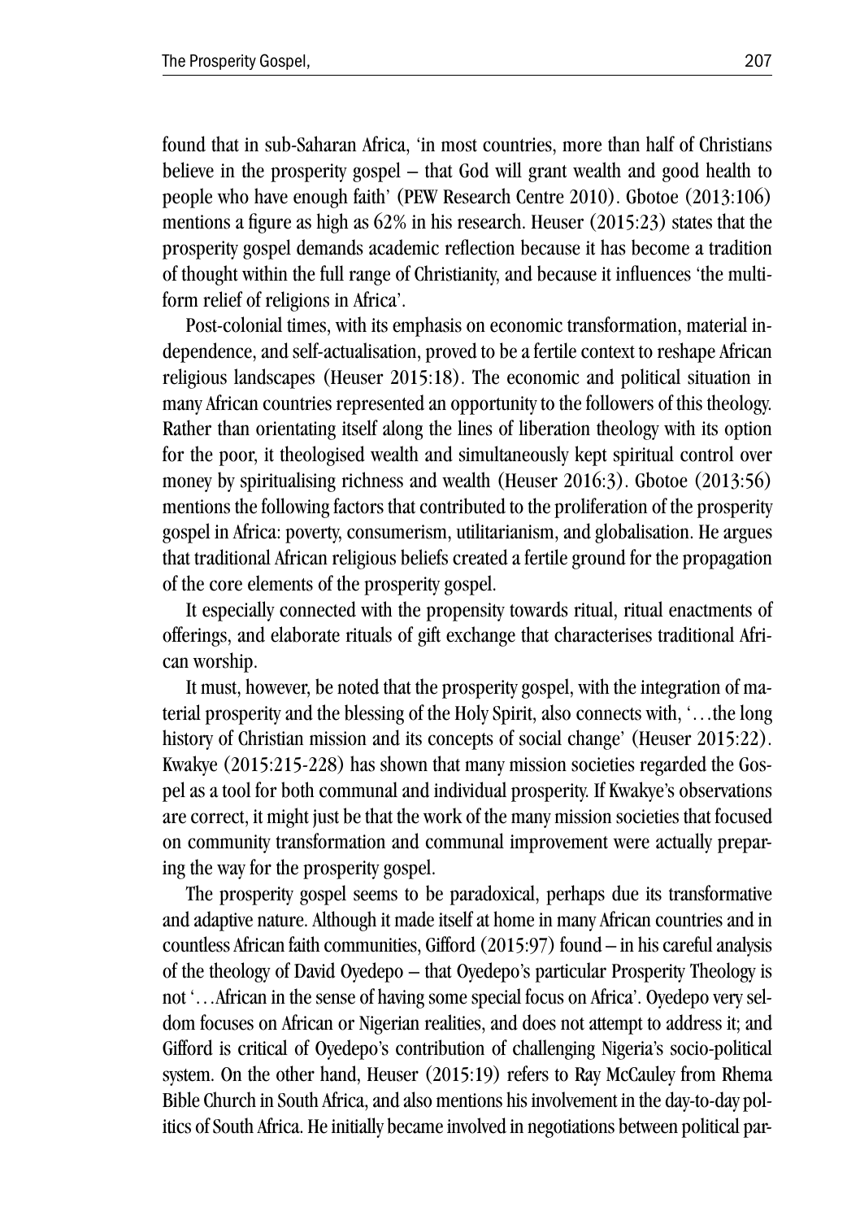found that in sub-Saharan Africa, 'in most countries, more than half of Christians believe in the prosperity gospel – that God will grant wealth and good health to people who have enough faith' (PEW Research Centre 2010). Gbotoe (2013:106) mentions a figure as high as 62% in his research. Heuser (2015:23) states that the prosperity gospel demands academic reflection because it has become a tradition of thought within the full range of Christianity, and because it influences 'the multiform relief of religions in Africa'.

Post-colonial times, with its emphasis on economic transformation, material independence, and self-actualisation, proved to be a fertile context to reshape African religious landscapes (Heuser 2015:18). The economic and political situation in many African countries represented an opportunity to the followers of this theology. Rather than orientating itself along the lines of liberation theology with its option for the poor, it theologised wealth and simultaneously kept spiritual control over money by spiritualising richness and wealth (Heuser 2016:3). Gbotoe (2013:56) mentions the following factors that contributed to the proliferation of the prosperity gospel in Africa: poverty, consumerism, utilitarianism, and globalisation. He argues that traditional African religious beliefs created a fertile ground for the propagation of the core elements of the prosperity gospel.

It especially connected with the propensity towards ritual, ritual enactments of offerings, and elaborate rituals of gift exchange that characterises traditional African worship.

It must, however, be noted that the prosperity gospel, with the integration of material prosperity and the blessing of the Holy Spirit, also connects with, '…the long history of Christian mission and its concepts of social change' (Heuser 2015:22). Kwakye (2015:215-228) has shown that many mission societies regarded the Gospel as a tool for both communal and individual prosperity. If Kwakye's observations are correct, it might just be that the work of the many mission societies that focused on community transformation and communal improvement were actually preparing the way for the prosperity gospel.

The prosperity gospel seems to be paradoxical, perhaps due its transformative and adaptive nature. Although it made itself at home in many African countries and in countless African faith communities, Gifford (2015:97) found – in his careful analysis of the theology of David Oyedepo – that Oyedepo's particular Prosperity Theology is not '…African in the sense of having some special focus on Africa'. Oyedepo very seldom focuses on African or Nigerian realities, and does not attempt to address it; and Gifford is critical of Oyedepo's contribution of challenging Nigeria's socio-political system. On the other hand, Heuser (2015:19) refers to Ray McCauley from Rhema Bible Church in South Africa, and also mentions his involvement in the day-to-day politics of South Africa. He initially became involved in negotiations between political par-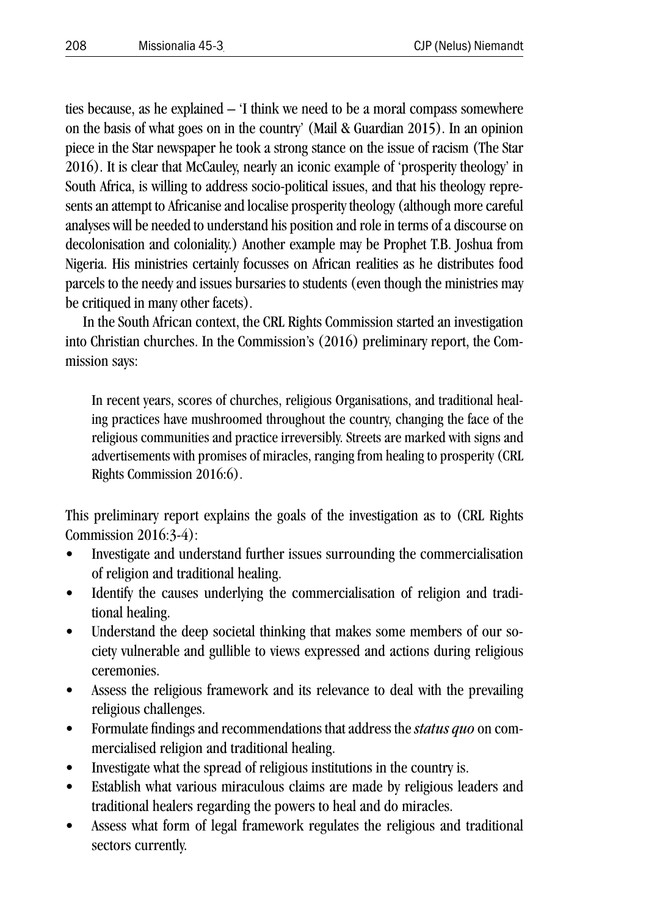ties because, as he explained – 'I think we need to be a moral compass somewhere on the basis of what goes on in the country' (Mail & Guardian 2015). In an opinion piece in the Star newspaper he took a strong stance on the issue of racism (The Star 2016). It is clear that McCauley, nearly an iconic example of 'prosperity theology' in South Africa, is willing to address socio-political issues, and that his theology represents an attempt to Africanise and localise prosperity theology (although more careful analyses will be needed to understand his position and role in terms of a discourse on decolonisation and coloniality.) Another example may be Prophet T.B. Joshua from Nigeria. His ministries certainly focusses on African realities as he distributes food parcels to the needy and issues bursaries to students (even though the ministries may be critiqued in many other facets).

In the South African context, the CRL Rights Commission started an investigation into Christian churches. In the Commission's (2016) preliminary report, the Commission says:

> In recent years, scores of churches, religious Organisations, and traditional healing practices have mushroomed throughout the country, changing the face of the religious communities and practice irreversibly. Streets are marked with signs and advertisements with promises of miracles, ranging from healing to prosperity (CRL Rights Commission 2016:6).

This preliminary report explains the goals of the investigation as to (CRL Rights Commission 2016:3-4):

- Investigate and understand further issues surrounding the commercialisation of religion and traditional healing.
- Identify the causes underlying the commercialisation of religion and traditional healing.
- Understand the deep societal thinking that makes some members of our society vulnerable and gullible to views expressed and actions during religious ceremonies.
- Assess the religious framework and its relevance to deal with the prevailing religious challenges.
- Formulate findings and recommendations that address the ***status quo*** on commercialised religion and traditional healing.
- Investigate what the spread of religious institutions in the country is.
- Establish what various miraculous claims are made by religious leaders and traditional healers regarding the powers to heal and do miracles.
- Assess what form of legal framework regulates the religious and traditional sectors currently.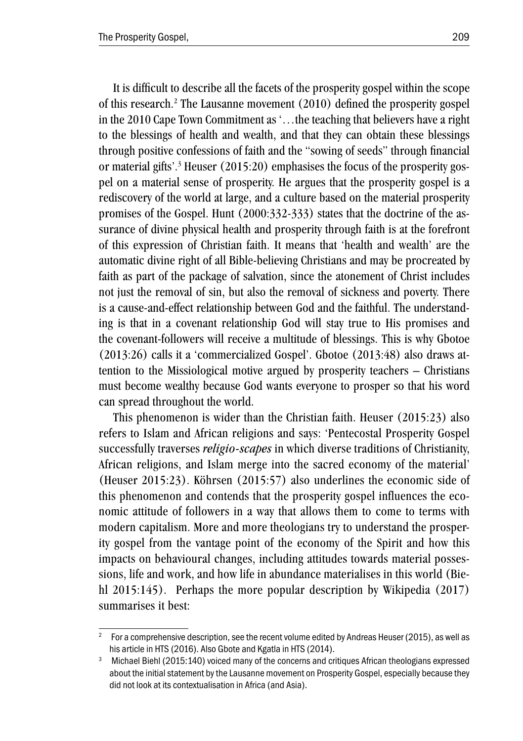It is difficult to describe all the facets of the prosperity gospel within the scope of this research.[2] The Lausanne movement (2010) defined the prosperity gospel in the 2010 Cape Town Commitment as '…the teaching that believers have a right to the blessings of health and wealth, and that they can obtain these blessings through positive confessions of faith and the "sowing of seeds" through financial or material gifts'.[3] Heuser (2015:20) emphasises the focus of the prosperity gospel on a material sense of prosperity. He argues that the prosperity gospel is a rediscovery of the world at large, and a culture based on the material prosperity promises of the Gospel. Hunt (2000:332-333) states that the doctrine of the assurance of divine physical health and prosperity through faith is at the forefront of this expression of Christian faith. It means that 'health and wealth' are the automatic divine right of all Bible-believing Christians and may be procreated by faith as part of the package of salvation, since the atonement of Christ includes not just the removal of sin, but also the removal of sickness and poverty. There is a cause-and-effect relationship between God and the faithful. The understanding is that in a covenant relationship God will stay true to His promises and the covenant-followers will receive a multitude of blessings. This is why Gbotoe (2013:26) calls it a 'commercialized Gospel'. Gbotoe (2013:48) also draws attention to the Missiological motive argued by prosperity teachers – Christians must become wealthy because God wants everyone to prosper so that his word can spread throughout the world.

This phenomenon is wider than the Christian faith. Heuser (2015:23) also refers to Islam and African religions and says: 'Pentecostal Prosperity Gospel successfully traverses *religio-scapes* in which diverse traditions of Christianity, African religions, and Islam merge into the sacred economy of the material' (Heuser 2015:23). Köhrsen (2015:57) also underlines the economic side of this phenomenon and contends that the prosperity gospel influences the economic attitude of followers in a way that allows them to come to terms with modern capitalism. More and more theologians try to understand the prosperity gospel from the vantage point of the economy of the Spirit and how this impacts on behavioural changes, including attitudes towards material possessions, life and work, and how life in abundance materialises in this world (Biehl 2015:145). Perhaps the more popular description by Wikipedia (2017) summarises it best:

---

[2] For a comprehensive description, see the recent volume edited by Andreas Heuser (2015), as well as his article in HTS (2016). Also Gbote and Kgatla in HTS (2014).

[3] Michael Biehl (2015:140) voiced many of the concerns and critiques African theologians expressed about the initial statement by the Lausanne movement on Prosperity Gospel, especially because they did not look at its contextualisation in Africa (and Asia).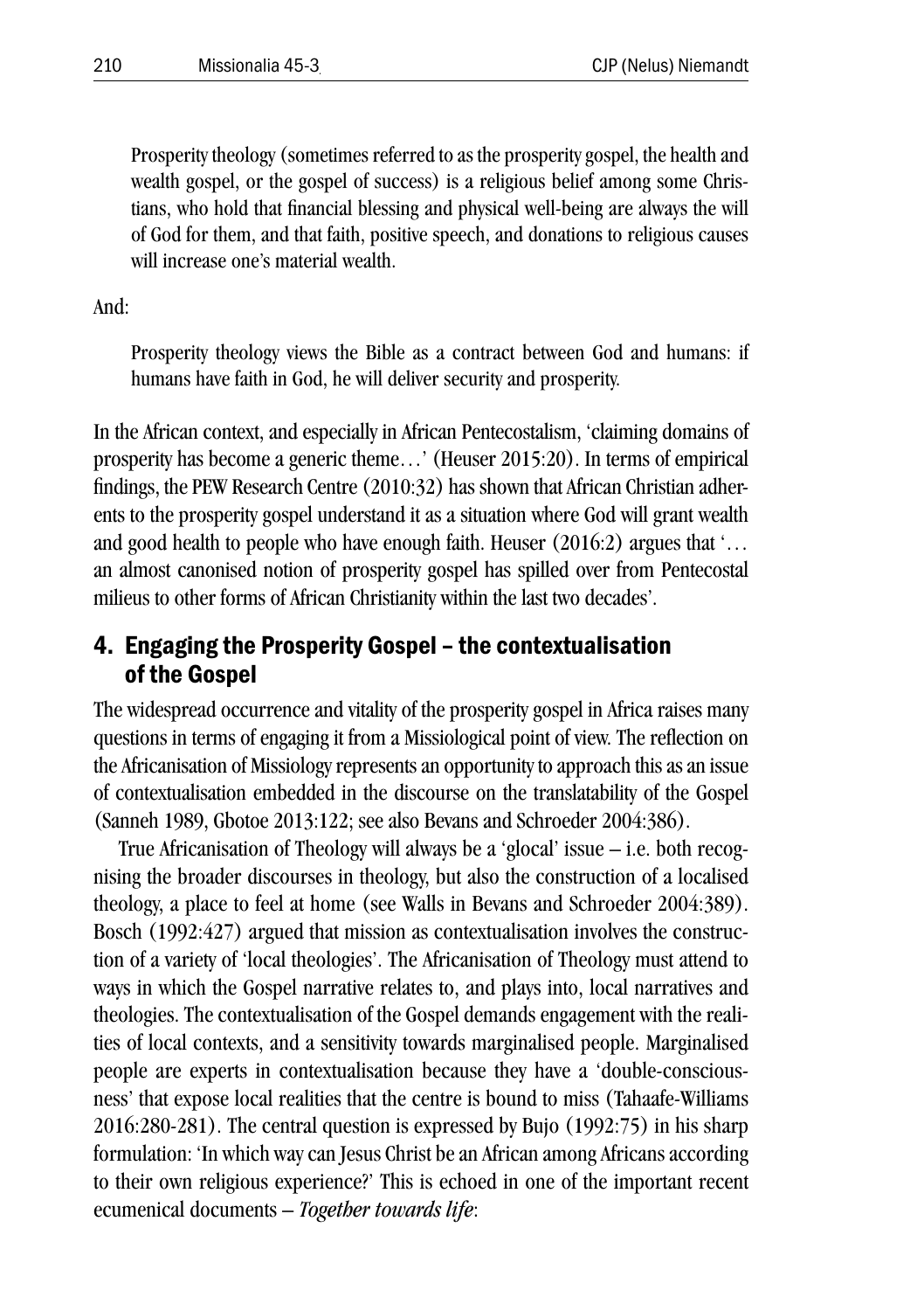> Prosperity theology (sometimes referred to as the prosperity gospel, the health and wealth gospel, or the gospel of success) is a religious belief among some Christians, who hold that financial blessing and physical well-being are always the will of God for them, and that faith, positive speech, and donations to religious causes will increase one's material wealth.

And:

> Prosperity theology views the Bible as a contract between God and humans: if humans have faith in God, he will deliver security and prosperity.

In the African context, and especially in African Pentecostalism, 'claiming domains of prosperity has become a generic theme…' (Heuser 2015:20). In terms of empirical findings, the PEW Research Centre (2010:32) has shown that African Christian adherents to the prosperity gospel understand it as a situation where God will grant wealth and good health to people who have enough faith. Heuser (2016:2) argues that '… an almost canonised notion of prosperity gospel has spilled over from Pentecostal milieus to other forms of African Christianity within the last two decades'.

## 4. Engaging the Prosperity Gospel – the contextualisation of the Gospel

The widespread occurrence and vitality of the prosperity gospel in Africa raises many questions in terms of engaging it from a Missiological point of view. The reflection on the Africanisation of Missiology represents an opportunity to approach this as an issue of contextualisation embedded in the discourse on the translatability of the Gospel (Sanneh 1989, Gbotoe 2013:122; see also Bevans and Schroeder 2004:386).

True Africanisation of Theology will always be a 'glocal' issue – i.e. both recognising the broader discourses in theology, but also the construction of a localised theology, a place to feel at home (see Walls in Bevans and Schroeder 2004:389). Bosch (1992:427) argued that mission as contextualisation involves the construction of a variety of 'local theologies'. The Africanisation of Theology must attend to ways in which the Gospel narrative relates to, and plays into, local narratives and theologies. The contextualisation of the Gospel demands engagement with the realities of local contexts, and a sensitivity towards marginalised people. Marginalised people are experts in contextualisation because they have a 'double-consciousness' that expose local realities that the centre is bound to miss (Tahaafe-Williams 2016:280-281). The central question is expressed by Bujo (1992:75) in his sharp formulation: 'In which way can Jesus Christ be an African among Africans according to their own religious experience?' This is echoed in one of the important recent ecumenical documents – *Together towards life*: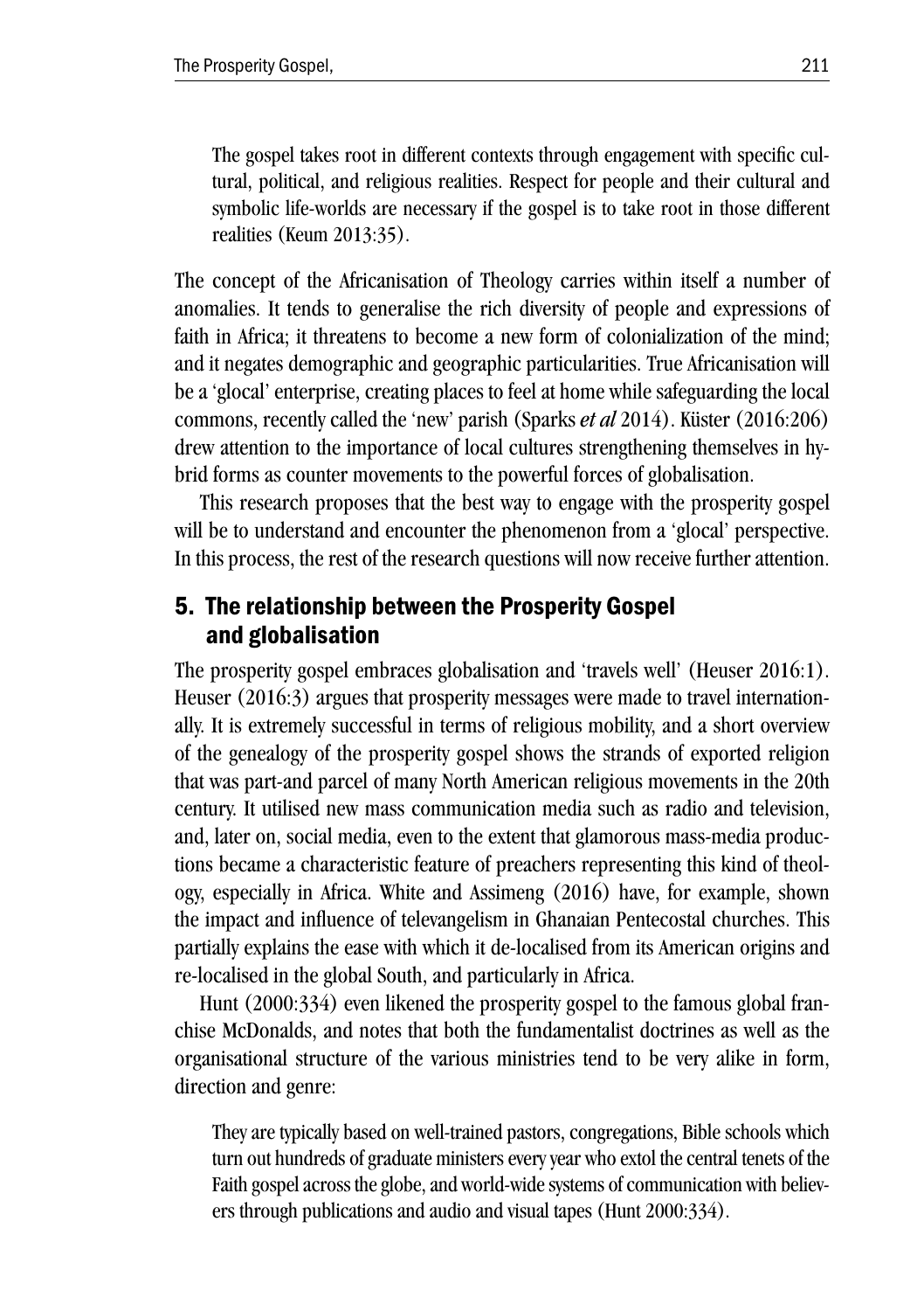> The gospel takes root in different contexts through engagement with specific cultural, political, and religious realities. Respect for people and their cultural and symbolic life-worlds are necessary if the gospel is to take root in those different realities (Keum 2013:35).

The concept of the Africanisation of Theology carries within itself a number of anomalies. It tends to generalise the rich diversity of people and expressions of faith in Africa; it threatens to become a new form of colonialization of the mind; and it negates demographic and geographic particularities. True Africanisation will be a 'glocal' enterprise, creating places to feel at home while safeguarding the local commons, recently called the 'new' parish (Sparks *et al* 2014). Küster (2016:206) drew attention to the importance of local cultures strengthening themselves in hybrid forms as counter movements to the powerful forces of globalisation.

This research proposes that the best way to engage with the prosperity gospel will be to understand and encounter the phenomenon from a 'glocal' perspective. In this process, the rest of the research questions will now receive further attention.

## 5. The relationship between the Prosperity Gospel and globalisation

The prosperity gospel embraces globalisation and 'travels well' (Heuser 2016:1). Heuser (2016:3) argues that prosperity messages were made to travel internationally. It is extremely successful in terms of religious mobility, and a short overview of the genealogy of the prosperity gospel shows the strands of exported religion that was part-and parcel of many North American religious movements in the 20th century. It utilised new mass communication media such as radio and television, and, later on, social media, even to the extent that glamorous mass-media productions became a characteristic feature of preachers representing this kind of theology, especially in Africa. White and Assimeng (2016) have, for example, shown the impact and influence of televangelism in Ghanaian Pentecostal churches. This partially explains the ease with which it de-localised from its American origins and re-localised in the global South, and particularly in Africa.

Hunt (2000:334) even likened the prosperity gospel to the famous global franchise McDonalds, and notes that both the fundamentalist doctrines as well as the organisational structure of the various ministries tend to be very alike in form, direction and genre:

> They are typically based on well-trained pastors, congregations, Bible schools which turn out hundreds of graduate ministers every year who extol the central tenets of the Faith gospel across the globe, and world-wide systems of communication with believers through publications and audio and visual tapes (Hunt 2000:334).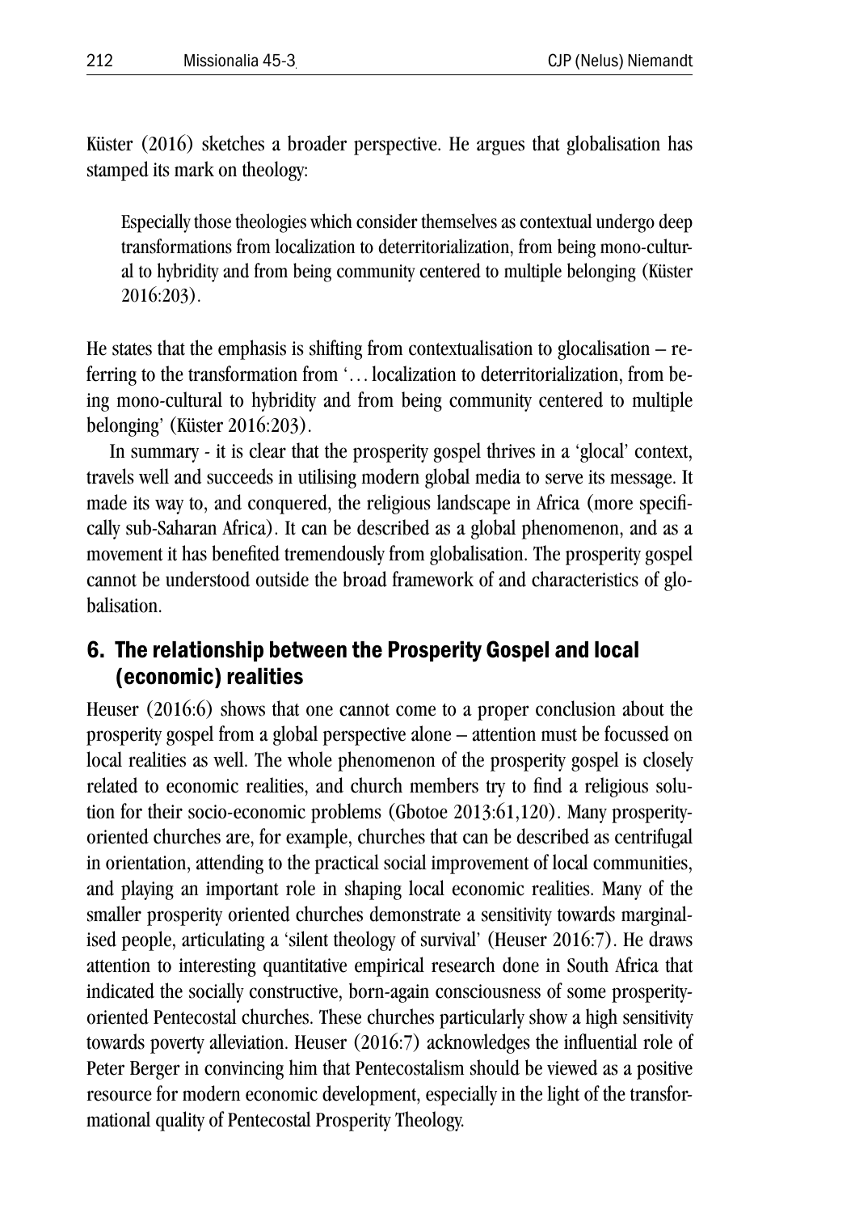Küster (2016) sketches a broader perspective. He argues that globalisation has stamped its mark on theology:

> Especially those theologies which consider themselves as contextual undergo deep transformations from localization to deterritorialization, from being mono-cultural to hybridity and from being community centered to multiple belonging (Küster 2016:203).

He states that the emphasis is shifting from contextualisation to glocalisation – referring to the transformation from '... localization to deterritorialization, from being mono-cultural to hybridity and from being community centered to multiple belonging' (Küster 2016:203).

In summary - it is clear that the prosperity gospel thrives in a 'glocal' context, travels well and succeeds in utilising modern global media to serve its message. It made its way to, and conquered, the religious landscape in Africa (more specifically sub-Saharan Africa). It can be described as a global phenomenon, and as a movement it has benefited tremendously from globalisation. The prosperity gospel cannot be understood outside the broad framework of and characteristics of globalisation.

## 6. The relationship between the Prosperity Gospel and local (economic) realities

Heuser (2016:6) shows that one cannot come to a proper conclusion about the prosperity gospel from a global perspective alone – attention must be focussed on local realities as well. The whole phenomenon of the prosperity gospel is closely related to economic realities, and church members try to find a religious solution for their socio-economic problems (Gbotoe 2013:61,120). Many prosperity-oriented churches are, for example, churches that can be described as centrifugal in orientation, attending to the practical social improvement of local communities, and playing an important role in shaping local economic realities. Many of the smaller prosperity oriented churches demonstrate a sensitivity towards marginalised people, articulating a 'silent theology of survival' (Heuser 2016:7). He draws attention to interesting quantitative empirical research done in South Africa that indicated the socially constructive, born-again consciousness of some prosperity-oriented Pentecostal churches. These churches particularly show a high sensitivity towards poverty alleviation. Heuser (2016:7) acknowledges the influential role of Peter Berger in convincing him that Pentecostalism should be viewed as a positive resource for modern economic development, especially in the light of the transformational quality of Pentecostal Prosperity Theology.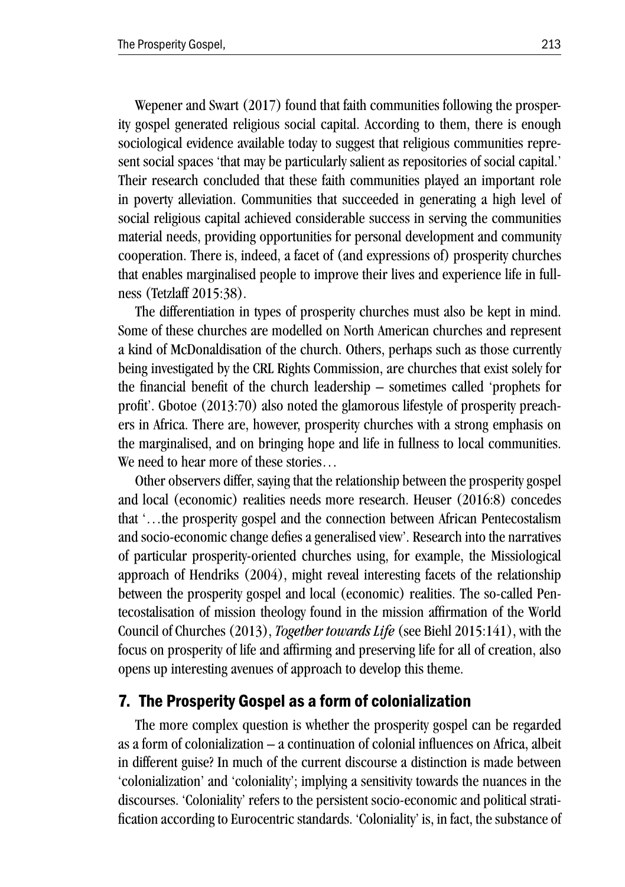Wepener and Swart (2017) found that faith communities following the prosperity gospel generated religious social capital. According to them, there is enough sociological evidence available today to suggest that religious communities represent social spaces 'that may be particularly salient as repositories of social capital.' Their research concluded that these faith communities played an important role in poverty alleviation. Communities that succeeded in generating a high level of social religious capital achieved considerable success in serving the communities material needs, providing opportunities for personal development and community cooperation. There is, indeed, a facet of (and expressions of) prosperity churches that enables marginalised people to improve their lives and experience life in fullness (Tetzlaff 2015:38).

The differentiation in types of prosperity churches must also be kept in mind. Some of these churches are modelled on North American churches and represent a kind of McDonaldisation of the church. Others, perhaps such as those currently being investigated by the CRL Rights Commission, are churches that exist solely for the financial benefit of the church leadership – sometimes called 'prophets for profit'. Gbotoe (2013:70) also noted the glamorous lifestyle of prosperity preachers in Africa. There are, however, prosperity churches with a strong emphasis on the marginalised, and on bringing hope and life in fullness to local communities. We need to hear more of these stories…

Other observers differ, saying that the relationship between the prosperity gospel and local (economic) realities needs more research. Heuser (2016:8) concedes that '…the prosperity gospel and the connection between African Pentecostalism and socio-economic change defies a generalised view'. Research into the narratives of particular prosperity-oriented churches using, for example, the Missiological approach of Hendriks (2004), might reveal interesting facets of the relationship between the prosperity gospel and local (economic) realities. The so-called Pentecostalisation of mission theology found in the mission affirmation of the World Council of Churches (2013), *Together towards Life* (see Biehl 2015:141), with the focus on prosperity of life and affirming and preserving life for all of creation, also opens up interesting avenues of approach to develop this theme.

## 7. The Prosperity Gospel as a form of colonialization

The more complex question is whether the prosperity gospel can be regarded as a form of colonialization – a continuation of colonial influences on Africa, albeit in different guise? In much of the current discourse a distinction is made between 'colonialization' and 'coloniality'; implying a sensitivity towards the nuances in the discourses. 'Coloniality' refers to the persistent socio-economic and political stratification according to Eurocentric standards. 'Coloniality' is, in fact, the substance of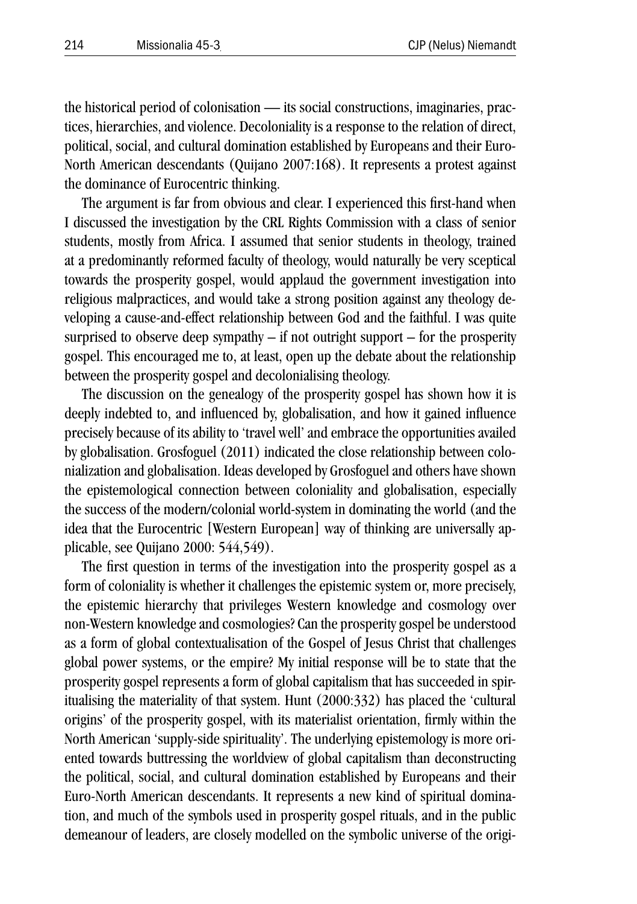the historical period of colonisation — its social constructions, imaginaries, practices, hierarchies, and violence. Decoloniality is a response to the relation of direct, political, social, and cultural domination established by Europeans and their Euro-North American descendants (Quijano 2007:168). It represents a protest against the dominance of Eurocentric thinking.

The argument is far from obvious and clear. I experienced this first-hand when I discussed the investigation by the CRL Rights Commission with a class of senior students, mostly from Africa. I assumed that senior students in theology, trained at a predominantly reformed faculty of theology, would naturally be very sceptical towards the prosperity gospel, would applaud the government investigation into religious malpractices, and would take a strong position against any theology developing a cause-and-effect relationship between God and the faithful. I was quite surprised to observe deep sympathy – if not outright support – for the prosperity gospel. This encouraged me to, at least, open up the debate about the relationship between the prosperity gospel and decolonialising theology.

The discussion on the genealogy of the prosperity gospel has shown how it is deeply indebted to, and influenced by, globalisation, and how it gained influence precisely because of its ability to 'travel well' and embrace the opportunities availed by globalisation. Grosfoguel (2011) indicated the close relationship between colonialization and globalisation. Ideas developed by Grosfoguel and others have shown the epistemological connection between coloniality and globalisation, especially the success of the modern/colonial world-system in dominating the world (and the idea that the Eurocentric [Western European] way of thinking are universally applicable, see Quijano 2000: 544,549).

The first question in terms of the investigation into the prosperity gospel as a form of coloniality is whether it challenges the epistemic system or, more precisely, the epistemic hierarchy that privileges Western knowledge and cosmology over non-Western knowledge and cosmologies? Can the prosperity gospel be understood as a form of global contextualisation of the Gospel of Jesus Christ that challenges global power systems, or the empire? My initial response will be to state that the prosperity gospel represents a form of global capitalism that has succeeded in spiritualising the materiality of that system. Hunt (2000:332) has placed the 'cultural origins' of the prosperity gospel, with its materialist orientation, firmly within the North American 'supply-side spirituality'. The underlying epistemology is more oriented towards buttressing the worldview of global capitalism than deconstructing the political, social, and cultural domination established by Europeans and their Euro-North American descendants. It represents a new kind of spiritual domination, and much of the symbols used in prosperity gospel rituals, and in the public demeanour of leaders, are closely modelled on the symbolic universe of the origi-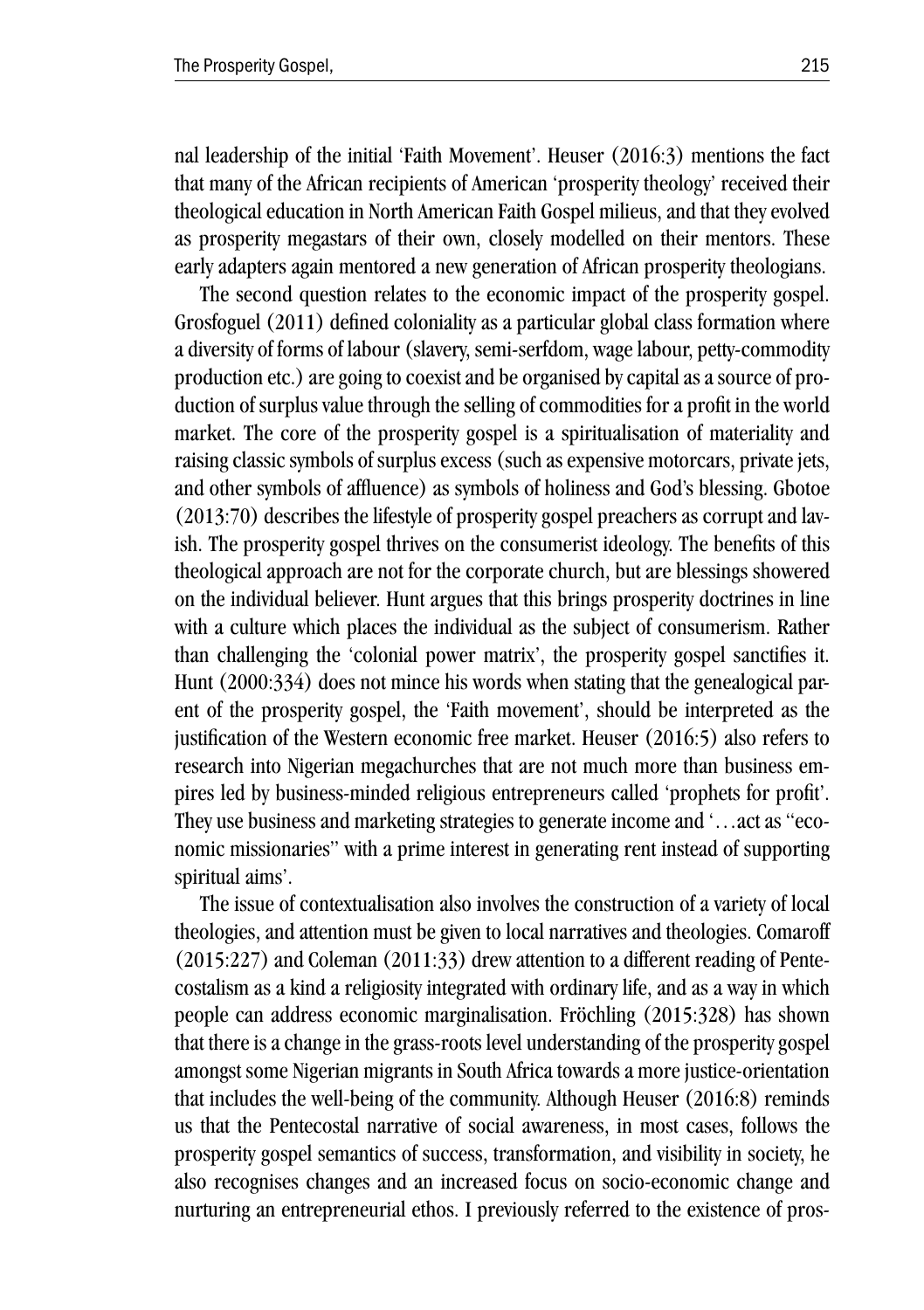nal leadership of the initial 'Faith Movement'. Heuser (2016:3) mentions the fact that many of the African recipients of American 'prosperity theology' received their theological education in North American Faith Gospel milieus, and that they evolved as prosperity megastars of their own, closely modelled on their mentors. These early adapters again mentored a new generation of African prosperity theologians.

The second question relates to the economic impact of the prosperity gospel. Grosfoguel (2011) defined coloniality as a particular global class formation where a diversity of forms of labour (slavery, semi-serfdom, wage labour, petty-commodity production etc.) are going to coexist and be organised by capital as a source of production of surplus value through the selling of commodities for a profit in the world market. The core of the prosperity gospel is a spiritualisation of materiality and raising classic symbols of surplus excess (such as expensive motorcars, private jets, and other symbols of affluence) as symbols of holiness and God's blessing. Gbotoe (2013:70) describes the lifestyle of prosperity gospel preachers as corrupt and lavish. The prosperity gospel thrives on the consumerist ideology. The benefits of this theological approach are not for the corporate church, but are blessings showered on the individual believer. Hunt argues that this brings prosperity doctrines in line with a culture which places the individual as the subject of consumerism. Rather than challenging the 'colonial power matrix', the prosperity gospel sanctifies it. Hunt (2000:334) does not mince his words when stating that the genealogical parent of the prosperity gospel, the 'Faith movement', should be interpreted as the justification of the Western economic free market. Heuser (2016:5) also refers to research into Nigerian megachurches that are not much more than business empires led by business-minded religious entrepreneurs called 'prophets for profit'. They use business and marketing strategies to generate income and '…act as "economic missionaries" with a prime interest in generating rent instead of supporting spiritual aims'.

The issue of contextualisation also involves the construction of a variety of local theologies, and attention must be given to local narratives and theologies. Comaroff (2015:227) and Coleman (2011:33) drew attention to a different reading of Pentecostalism as a kind a religiosity integrated with ordinary life, and as a way in which people can address economic marginalisation. Fröchling (2015:328) has shown that there is a change in the grass-roots level understanding of the prosperity gospel amongst some Nigerian migrants in South Africa towards a more justice-orientation that includes the well-being of the community. Although Heuser (2016:8) reminds us that the Pentecostal narrative of social awareness, in most cases, follows the prosperity gospel semantics of success, transformation, and visibility in society, he also recognises changes and an increased focus on socio-economic change and nurturing an entrepreneurial ethos. I previously referred to the existence of pros-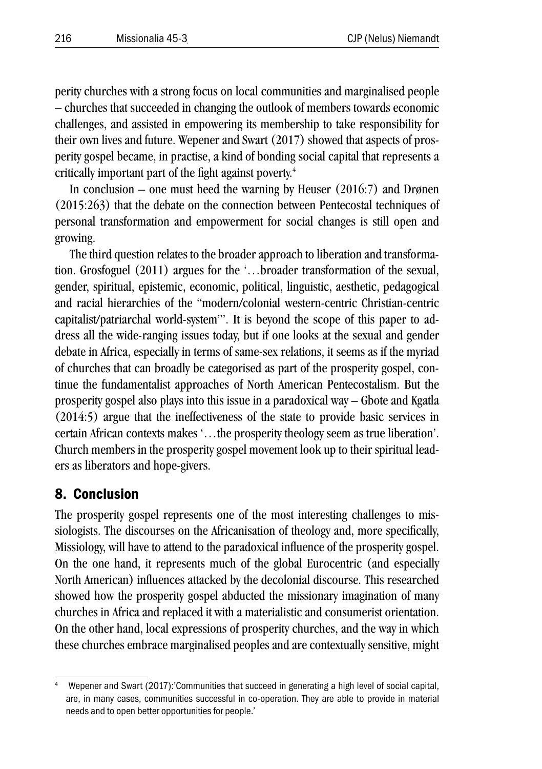perity churches with a strong focus on local communities and marginalised people – churches that succeeded in changing the outlook of members towards economic challenges, and assisted in empowering its membership to take responsibility for their own lives and future. Wepener and Swart (2017) showed that aspects of prosperity gospel became, in practise, a kind of bonding social capital that represents a critically important part of the fight against poverty.[4]

In conclusion – one must heed the warning by Heuser (2016:7) and Drønen (2015:263) that the debate on the connection between Pentecostal techniques of personal transformation and empowerment for social changes is still open and growing.

The third question relates to the broader approach to liberation and transformation. Grosfoguel (2011) argues for the '…broader transformation of the sexual, gender, spiritual, epistemic, economic, political, linguistic, aesthetic, pedagogical and racial hierarchies of the "modern/colonial western-centric Christian-centric capitalist/patriarchal world-system"'. It is beyond the scope of this paper to address all the wide-ranging issues today, but if one looks at the sexual and gender debate in Africa, especially in terms of same-sex relations, it seems as if the myriad of churches that can broadly be categorised as part of the prosperity gospel, continue the fundamentalist approaches of North American Pentecostalism. But the prosperity gospel also plays into this issue in a paradoxical way – Gbote and Kgatla (2014:5) argue that the ineffectiveness of the state to provide basic services in certain African contexts makes '…the prosperity theology seem as true liberation'. Church members in the prosperity gospel movement look up to their spiritual leaders as liberators and hope-givers.

## 8. Conclusion

The prosperity gospel represents one of the most interesting challenges to missiologists. The discourses on the Africanisation of theology and, more specifically, Missiology, will have to attend to the paradoxical influence of the prosperity gospel. On the one hand, it represents much of the global Eurocentric (and especially North American) influences attacked by the decolonial discourse. This researched showed how the prosperity gospel abducted the missionary imagination of many churches in Africa and replaced it with a materialistic and consumerist orientation. On the other hand, local expressions of prosperity churches, and the way in which these churches embrace marginalised peoples and are contextually sensitive, might

[4] Wepener and Swart (2017):'Communities that succeed in generating a high level of social capital, are, in many cases, communities successful in co-operation. They are able to provide in material needs and to open better opportunities for people.'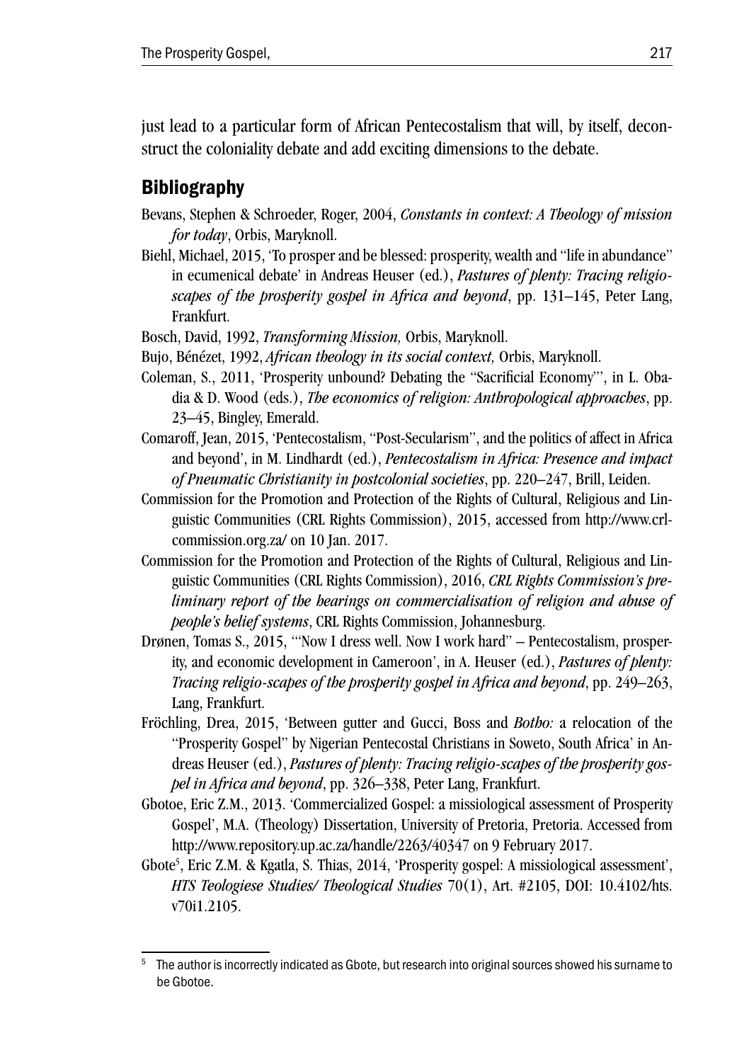just lead to a particular form of African Pentecostalism that will, by itself, deconstruct the coloniality debate and add exciting dimensions to the debate.

## Bibliography

Bevans, Stephen & Schroeder, Roger, 2004, *Constants in context: A Theology of mission for today*, Orbis, Maryknoll.

Biehl, Michael, 2015, 'To prosper and be blessed: prosperity, wealth and "life in abundance" in ecumenical debate' in Andreas Heuser (ed.), *Pastures of plenty: Tracing religio-scapes of the prosperity gospel in Africa and beyond*, pp. 131–145, Peter Lang, Frankfurt.

Bosch, David, 1992, *Transforming Mission,* Orbis, Maryknoll.

Bujo, Bénézet, 1992, *African theology in its social context,* Orbis, Maryknoll.

Coleman, S., 2011, 'Prosperity unbound? Debating the "Sacrificial Economy"', in L. Obadia & D. Wood (eds.), *The economics of religion: Anthropological approaches*, pp. 23–45, Bingley, Emerald.

Comaroff, Jean, 2015, 'Pentecostalism, "Post-Secularism", and the politics of affect in Africa and beyond', in M. Lindhardt (ed.), *Pentecostalism in Africa: Presence and impact of Pneumatic Christianity in postcolonial societies*, pp. 220–247, Brill, Leiden.

Commission for the Promotion and Protection of the Rights of Cultural, Religious and Linguistic Communities (CRL Rights Commission), 2015, accessed from http://www.crlcommission.org.za/ on 10 Jan. 2017.

Commission for the Promotion and Protection of the Rights of Cultural, Religious and Linguistic Communities (CRL Rights Commission), 2016, *CRL Rights Commission's preliminary report of the hearings on commercialisation of religion and abuse of people's belief systems*, CRL Rights Commission, Johannesburg.

Drønen, Tomas S., 2015, '"Now I dress well. Now I work hard" – Pentecostalism, prosperity, and economic development in Cameroon', in A. Heuser (ed.), *Pastures of plenty: Tracing religio-scapes of the prosperity gospel in Africa and beyond*, pp. 249–263, Lang, Frankfurt.

Fröchling, Drea, 2015, 'Between gutter and Gucci, Boss and *Botho:* a relocation of the "Prosperity Gospel" by Nigerian Pentecostal Christians in Soweto, South Africa' in Andreas Heuser (ed.), *Pastures of plenty: Tracing religio-scapes of the prosperity gospel in Africa and beyond*, pp. 326–338, Peter Lang, Frankfurt.

Gbotoe, Eric Z.M., 2013. 'Commercialized Gospel: a missiological assessment of Prosperity Gospel', M.A. (Theology) Dissertation, University of Pretoria, Pretoria. Accessed from http://www.repository.up.ac.za/handle/2263/40347 on 9 February 2017.

Gbote[5], Eric Z.M. & Kgatla, S. Thias, 2014, 'Prosperity gospel: A missiological assessment', *HTS Teologiese Studies/ Theological Studies* 70(1), Art. #2105, DOI: 10.4102/hts.v70i1.2105.

---

[5] The author is incorrectly indicated as Gbote, but research into original sources showed his surname to be Gbotoe.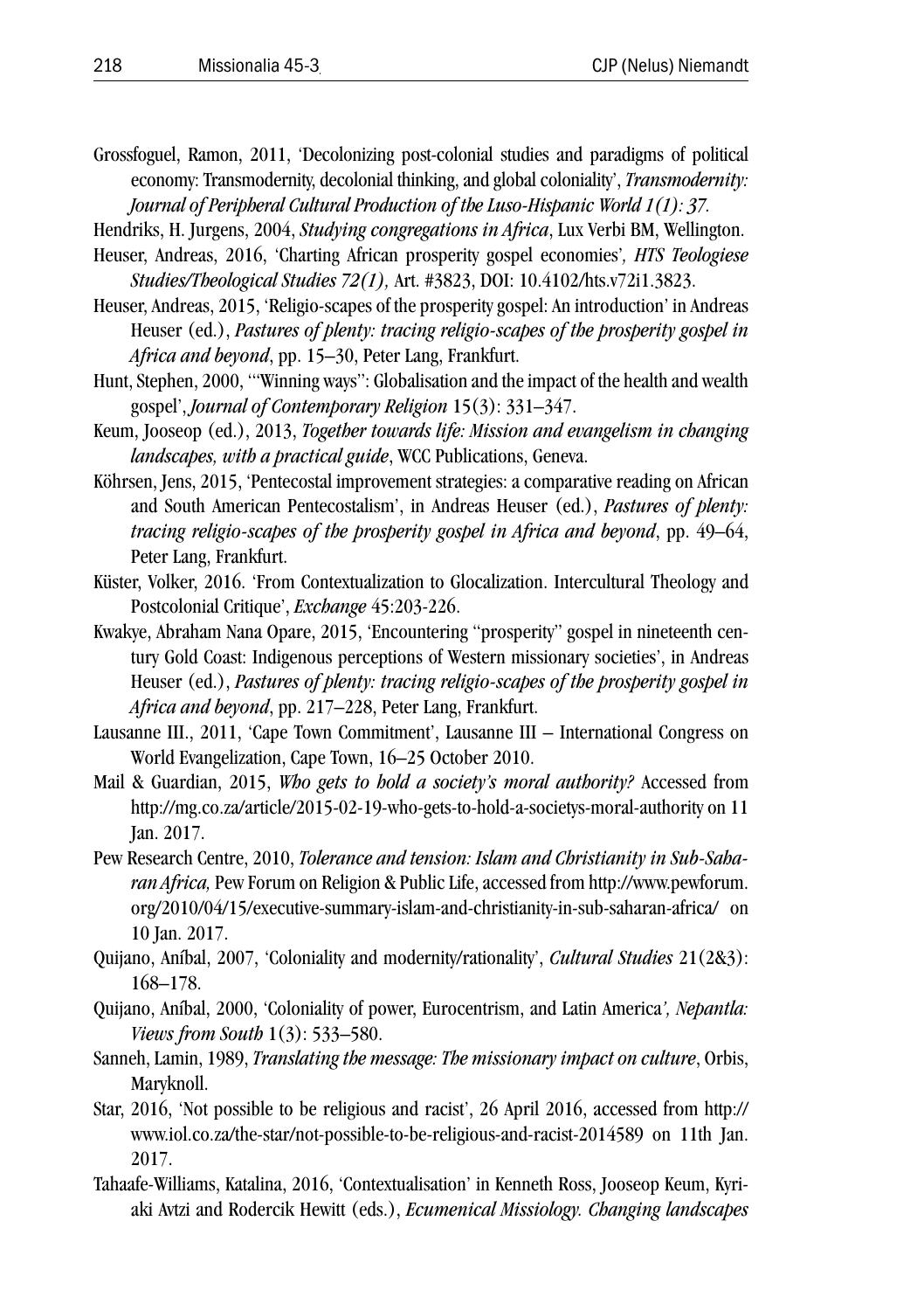Grossfoguel, Ramon, 2011, 'Decolonizing post-colonial studies and paradigms of political economy: Transmodernity, decolonial thinking, and global coloniality', *Transmodernity: Journal of Peripheral Cultural Production of the Luso-Hispanic World 1(1): 37.*

Hendriks, H. Jurgens, 2004, *Studying congregations in Africa*, Lux Verbi BM, Wellington.

Heuser, Andreas, 2016, 'Charting African prosperity gospel economies'*, HTS Teologiese Studies/Theological Studies 72(1),* Art. #3823, DOI: 10.4102/hts.v72i1.3823.

Heuser, Andreas, 2015, 'Religio-scapes of the prosperity gospel: An introduction' in Andreas Heuser (ed.), *Pastures of plenty: tracing religio-scapes of the prosperity gospel in Africa and beyond*, pp. 15–30, Peter Lang, Frankfurt.

Hunt, Stephen, 2000, '"Winning ways": Globalisation and the impact of the health and wealth gospel', *Journal of Contemporary Religion* 15(3): 331–347.

Keum, Jooseop (ed.), 2013, *Together towards life: Mission and evangelism in changing landscapes, with a practical guide*, WCC Publications, Geneva.

Köhrsen, Jens, 2015, 'Pentecostal improvement strategies: a comparative reading on African and South American Pentecostalism', in Andreas Heuser (ed.), *Pastures of plenty: tracing religio-scapes of the prosperity gospel in Africa and beyond*, pp. 49–64, Peter Lang, Frankfurt.

Küster, Volker, 2016. 'From Contextualization to Glocalization. Intercultural Theology and Postcolonial Critique', *Exchange* 45:203-226.

Kwakye, Abraham Nana Opare, 2015, 'Encountering "prosperity" gospel in nineteenth century Gold Coast: Indigenous perceptions of Western missionary societies', in Andreas Heuser (ed.), *Pastures of plenty: tracing religio-scapes of the prosperity gospel in Africa and beyond*, pp. 217–228, Peter Lang, Frankfurt.

Lausanne III., 2011, 'Cape Town Commitment', Lausanne III – International Congress on World Evangelization, Cape Town, 16–25 October 2010.

Mail & Guardian, 2015, *Who gets to hold a society's moral authority?* Accessed from http://mg.co.za/article/2015-02-19-who-gets-to-hold-a-societys-moral-authority on 11 Jan. 2017.

Pew Research Centre, 2010, *Tolerance and tension: Islam and Christianity in Sub-Saharan Africa,* Pew Forum on Religion & Public Life, accessed from http://www.pewforum.org/2010/04/15/executive-summary-islam-and-christianity-in-sub-saharan-africa/ on 10 Jan. 2017.

Quijano, Aníbal, 2007, 'Coloniality and modernity/rationality', *Cultural Studies* 21(2&3): 168–178.

Quijano, Aníbal, 2000, 'Coloniality of power, Eurocentrism, and Latin America'*, Nepantla: Views from South* 1(3): 533–580.

Sanneh, Lamin, 1989, *Translating the message: The missionary impact on culture*, Orbis, Maryknoll.

Star, 2016, 'Not possible to be religious and racist', 26 April 2016, accessed from http://www.iol.co.za/the-star/not-possible-to-be-religious-and-racist-2014589 on 11th Jan. 2017.

Tahaafe-Williams, Katalina, 2016, 'Contextualisation' in Kenneth Ross, Jooseop Keum, Kyriaki Avtzi and Rodercik Hewitt (eds.), *Ecumenical Missiology. Changing landscapes*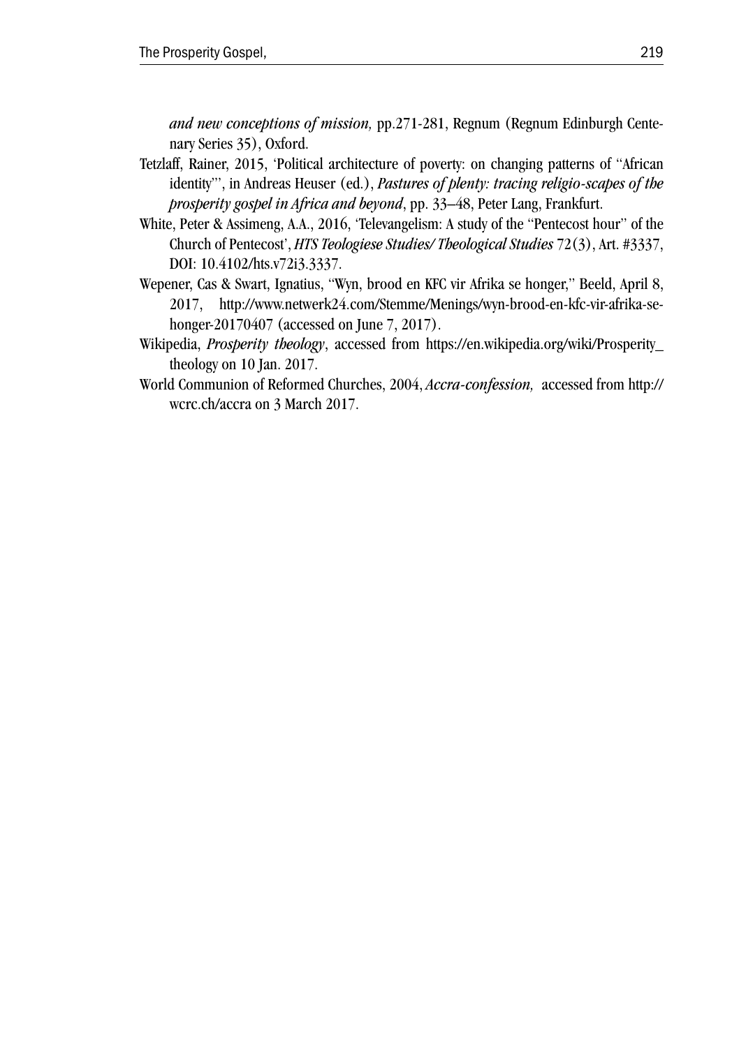*and new conceptions of mission,* pp.271-281, Regnum (Regnum Edinburgh Centenary Series 35), Oxford.

Tetzlaff, Rainer, 2015, 'Political architecture of poverty: on changing patterns of "African identity"', in Andreas Heuser (ed.), *Pastures of plenty: tracing religio-scapes of the prosperity gospel in Africa and beyond*, pp. 33–48, Peter Lang, Frankfurt.

White, Peter & Assimeng, A.A., 2016, 'Televangelism: A study of the "Pentecost hour" of the Church of Pentecost', *HTS Teologiese Studies/ Theological Studies* 72(3), Art. #3337, DOI: 10.4102/hts.v72i3.3337.

Wepener, Cas & Swart, Ignatius, "Wyn, brood en KFC vir Afrika se honger," Beeld, April 8, 2017, http://www.netwerk24.com/Stemme/Menings/wyn-brood-en-kfc-vir-afrika-se-honger-20170407 (accessed on June 7, 2017).

Wikipedia, *Prosperity theology*, accessed from https://en.wikipedia.org/wiki/Prosperity_theology on 10 Jan. 2017.

World Communion of Reformed Churches, 2004, *Accra-confession,* accessed from http://wcrc.ch/accra on 3 March 2017.